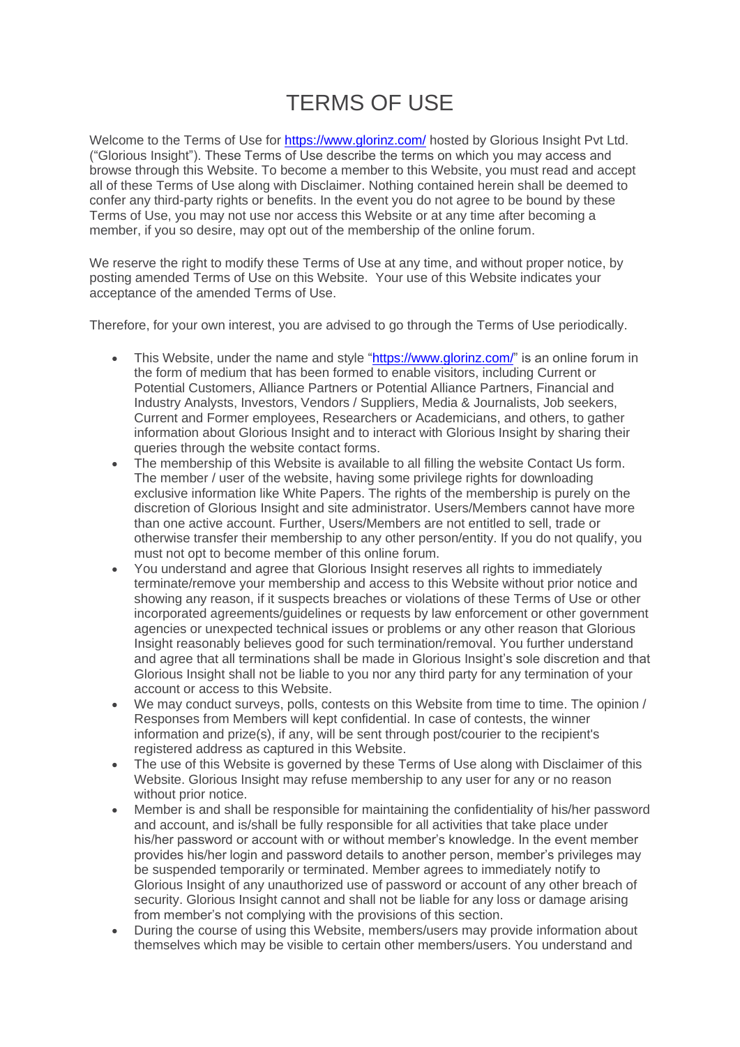# TERMS OF USE

Welcome to the Terms of Use for https://www.glorinz.com/ hosted by Glorious Insight Pvt Ltd. ("Glorious Insight"). These Terms of Use describe the terms on which you may access and browse through this Website. To become a member to this Website, you must read and accept all of these Terms of Use along with Disclaimer. Nothing contained herein shall be deemed to confer any third-party rights or benefits. In the event you do not agree to be bound by these Terms of Use, you may not use nor access this Website or at any time after becoming a member, if you so desire, may opt out of the membership of the online forum.

We reserve the right to modify these Terms of Use at any time, and without proper notice, by posting amended Terms of Use on this Website. Your use of this Website indicates your acceptance of the amended Terms of Use.

Therefore, for your own interest, you are advised to go through the Terms of Use periodically.

- This Website, under the name and style "https://www.glorinz.com/" is an online forum in the form of medium that has been formed to enable visitors, including Current or Potential Customers, Alliance Partners or Potential Alliance Partners, Financial and Industry Analysts, Investors, Vendors / Suppliers, Media & Journalists, Job seekers, Current and Former employees, Researchers or Academicians, and others, to gather information about Glorious Insight and to interact with Glorious Insight by sharing their queries through the website contact forms.
- The membership of this Website is available to all filling the website Contact Us form. The member / user of the website, having some privilege rights for downloading exclusive information like White Papers. The rights of the membership is purely on the discretion of Glorious Insight and site administrator. Users/Members cannot have more than one active account. Further, Users/Members are not entitled to sell, trade or otherwise transfer their membership to any other person/entity. If you do not qualify, you must not opt to become member of this online forum.
- You understand and agree that Glorious Insight reserves all rights to immediately terminate/remove your membership and access to this Website without prior notice and showing any reason, if it suspects breaches or violations of these Terms of Use or other incorporated agreements/guidelines or requests by law enforcement or other government agencies or unexpected technical issues or problems or any other reason that Glorious Insight reasonably believes good for such termination/removal. You further understand and agree that all terminations shall be made in Glorious Insight's sole discretion and that Glorious Insight shall not be liable to you nor any third party for any termination of your account or access to this Website.
- We may conduct surveys, polls, contests on this Website from time to time. The opinion / Responses from Members will kept confidential. In case of contests, the winner information and prize(s), if any, will be sent through post/courier to the recipient's registered address as captured in this Website.
- The use of this Website is governed by these Terms of Use along with Disclaimer of this Website. Glorious Insight may refuse membership to any user for any or no reason without prior notice.
- Member is and shall be responsible for maintaining the confidentiality of his/her password and account, and is/shall be fully responsible for all activities that take place under his/her password or account with or without member's knowledge. In the event member provides his/her login and password details to another person, member's privileges may be suspended temporarily or terminated. Member agrees to immediately notify to Glorious Insight of any unauthorized use of password or account of any other breach of security. Glorious Insight cannot and shall not be liable for any loss or damage arising from member's not complying with the provisions of this section.
- During the course of using this Website, members/users may provide information about themselves which may be visible to certain other members/users. You understand and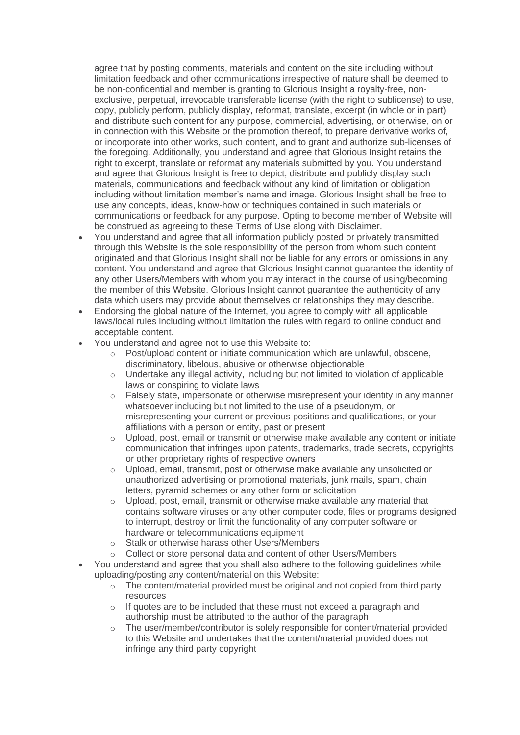agree that by posting comments, materials and content on the site including without limitation feedback and other communications irrespective of nature shall be deemed to be non-confidential and member is granting to Glorious Insight a royalty-free, non-exclusive, perpetual, irrevocable transferable license (with the right to sublicense) to use, copy, publicly perform, publicly display, reformat, translate, excerpt (in whole or in part) and distribute such content for any purpose, commercial, advertising, or otherwise, on or in connection with this Website or the promotion thereof, to prepare derivative works of, or incorporate into other works, such content, and to grant and authorize sub-licenses of the foregoing. Additionally, you understand and agree that Glorious Insight retains the right to excerpt, translate or reformat any materials submitted by you. You understand and agree that Glorious Insight is free to depict, distribute and publicly display such materials, communications and feedback without any kind of limitation or obligation including without limitation member's name and image. Glorious Insight shall be free to use any concepts, ideas, know-how or techniques contained in such materials or communications or feedback for any purpose. Opting to become member of Website will be construed as agreeing to these Terms of Use along with Disclaimer.

- You understand and agree that all information publicly posted or privately transmitted through this Website is the sole responsibility of the person from whom such content originated and that Glorious Insight shall not be liable for any errors or omissions in any content. You understand and agree that Glorious Insight cannot guarantee the identity of any other Users/Members with whom you may interact in the course of using/becoming the member of this Website. Glorious Insight cannot guarantee the authenticity of any data which users may provide about themselves or relationships they may describe.
- Endorsing the global nature of the Internet, you agree to comply with all applicable laws/local rules including without limitation the rules with regard to online conduct and acceptable content.
- You understand and agree not to use this Website to:
  - Post/upload content or initiate communication which are unlawful, obscene, discriminatory, libelous, abusive or otherwise objectionable
  - Undertake any illegal activity, including but not limited to violation of applicable laws or conspiring to violate laws
  - Falsely state, impersonate or otherwise misrepresent your identity in any manner whatsoever including but not limited to the use of a pseudonym, or misrepresenting your current or previous positions and qualifications, or your affiliations with a person or entity, past or present
  - Upload, post, email or transmit or otherwise make available any content or initiate communication that infringes upon patents, trademarks, trade secrets, copyrights or other proprietary rights of respective owners
  - Upload, email, transmit, post or otherwise make available any unsolicited or unauthorized advertising or promotional materials, junk mails, spam, chain letters, pyramid schemes or any other form or solicitation
  - Upload, post, email, transmit or otherwise make available any material that contains software viruses or any other computer code, files or programs designed to interrupt, destroy or limit the functionality of any computer software or hardware or telecommunications equipment
  - Stalk or otherwise harass other Users/Members
  - Collect or store personal data and content of other Users/Members
- You understand and agree that you shall also adhere to the following guidelines while uploading/posting any content/material on this Website:
  - The content/material provided must be original and not copied from third party resources
  - If quotes are to be included that these must not exceed a paragraph and authorship must be attributed to the author of the paragraph
  - The user/member/contributor is solely responsible for content/material provided to this Website and undertakes that the content/material provided does not infringe any third party copyright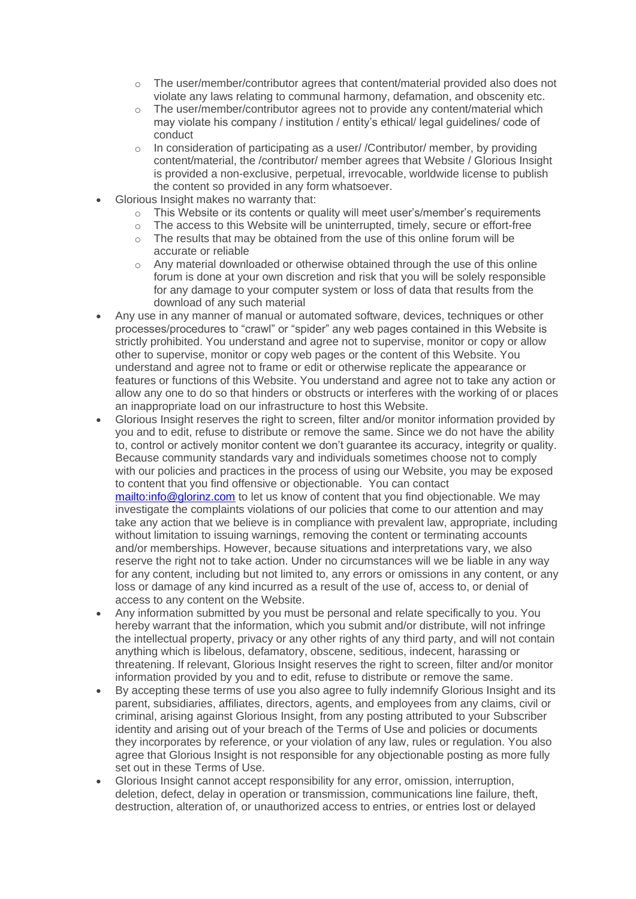- The user/member/contributor agrees that content/material provided also does not violate any laws relating to communal harmony, defamation, and obscenity etc.
  - The user/member/contributor agrees not to provide any content/material which may violate his company / institution / entity's ethical/ legal guidelines/ code of conduct
  - In consideration of participating as a user/ /Contributor/ member, by providing content/material, the /contributor/ member agrees that Website / Glorious Insight is provided a non-exclusive, perpetual, irrevocable, worldwide license to publish the content so provided in any form whatsoever.
- Glorious Insight makes no warranty that:
  - This Website or its contents or quality will meet user's/member's requirements
  - The access to this Website will be uninterrupted, timely, secure or effort-free
  - The results that may be obtained from the use of this online forum will be accurate or reliable
  - Any material downloaded or otherwise obtained through the use of this online forum is done at your own discretion and risk that you will be solely responsible for any damage to your computer system or loss of data that results from the download of any such material
- Any use in any manner of manual or automated software, devices, techniques or other processes/procedures to "crawl" or "spider" any web pages contained in this Website is strictly prohibited. You understand and agree not to supervise, monitor or copy or allow other to supervise, monitor or copy web pages or the content of this Website. You understand and agree not to frame or edit or otherwise replicate the appearance or features or functions of this Website. You understand and agree not to take any action or allow any one to do so that hinders or obstructs or interferes with the working of or places an inappropriate load on our infrastructure to host this Website.
- Glorious Insight reserves the right to screen, filter and/or monitor information provided by you and to edit, refuse to distribute or remove the same. Since we do not have the ability to, control or actively monitor content we don't guarantee its accuracy, integrity or quality. Because community standards vary and individuals sometimes choose not to comply with our policies and practices in the process of using our Website, you may be exposed to content that you find offensive or objectionable. You can contact [mailto:info@glorinz.com](mailto:info@glorinz.com) to let us know of content that you find objectionable. We may investigate the complaints violations of our policies that come to our attention and may take any action that we believe is in compliance with prevalent law, appropriate, including without limitation to issuing warnings, removing the content or terminating accounts and/or memberships. However, because situations and interpretations vary, we also reserve the right not to take action. Under no circumstances will we be liable in any way for any content, including but not limited to, any errors or omissions in any content, or any loss or damage of any kind incurred as a result of the use of, access to, or denial of access to any content on the Website.
- Any information submitted by you must be personal and relate specifically to you. You hereby warrant that the information, which you submit and/or distribute, will not infringe the intellectual property, privacy or any other rights of any third party, and will not contain anything which is libelous, defamatory, obscene, seditious, indecent, harassing or threatening. If relevant, Glorious Insight reserves the right to screen, filter and/or monitor information provided by you and to edit, refuse to distribute or remove the same.
- By accepting these terms of use you also agree to fully indemnify Glorious Insight and its parent, subsidiaries, affiliates, directors, agents, and employees from any claims, civil or criminal, arising against Glorious Insight, from any posting attributed to your Subscriber identity and arising out of your breach of the Terms of Use and policies or documents they incorporates by reference, or your violation of any law, rules or regulation. You also agree that Glorious Insight is not responsible for any objectionable posting as more fully set out in these Terms of Use.
- Glorious Insight cannot accept responsibility for any error, omission, interruption, deletion, defect, delay in operation or transmission, communications line failure, theft, destruction, alteration of, or unauthorized access to entries, or entries lost or delayed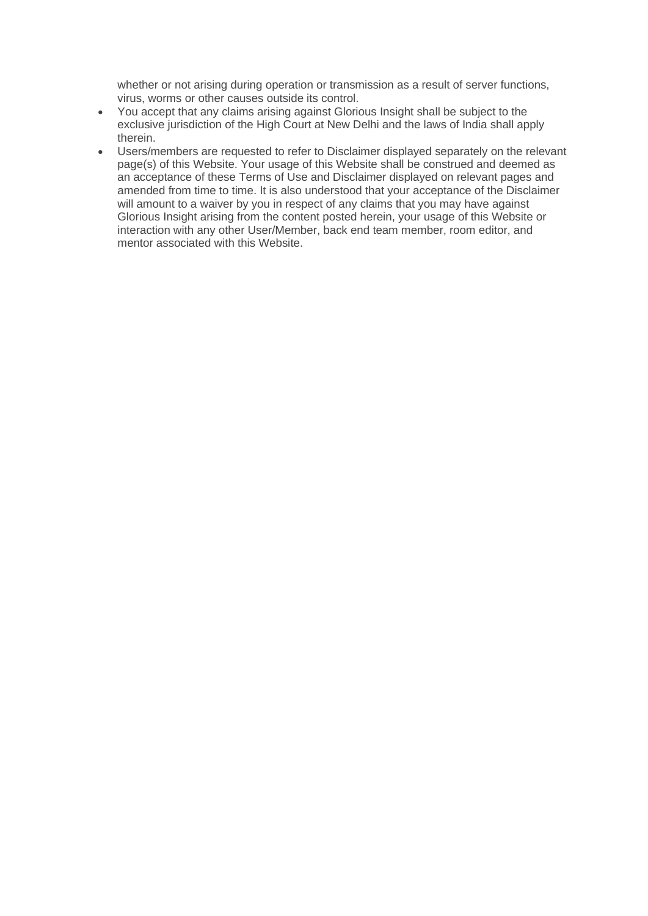whether or not arising during operation or transmission as a result of server functions, virus, worms or other causes outside its control.

- You accept that any claims arising against Glorious Insight shall be subject to the exclusive jurisdiction of the High Court at New Delhi and the laws of India shall apply therein.
- Users/members are requested to refer to Disclaimer displayed separately on the relevant page(s) of this Website. Your usage of this Website shall be construed and deemed as an acceptance of these Terms of Use and Disclaimer displayed on relevant pages and amended from time to time. It is also understood that your acceptance of the Disclaimer will amount to a waiver by you in respect of any claims that you may have against Glorious Insight arising from the content posted herein, your usage of this Website or interaction with any other User/Member, back end team member, room editor, and mentor associated with this Website.